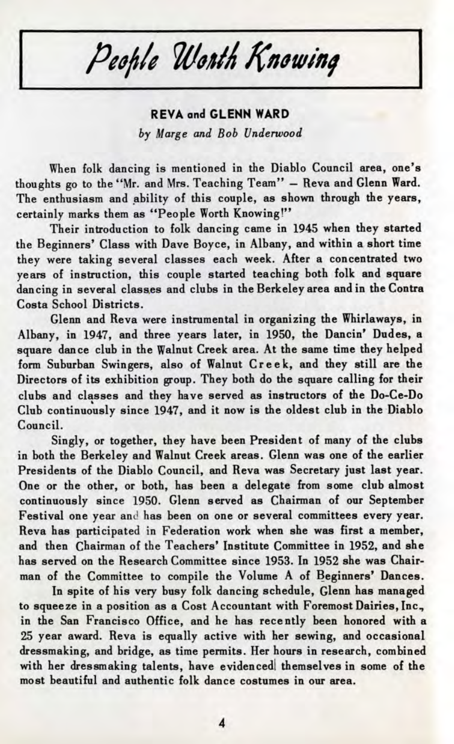# People Worth Knowing

## REVA and GLENN WARD

*by Marge and Bob Underwood*

When folk dancing is mentioned in the Diablo Council area, one's thoughts go to the "Mr. and Mrs. Teaching Team" – Reva and Glenn Ward. The enthusiasm and ability of this couple, as shown through the years, certainly marks them as "People Worth Knowing!"

Their introduction to folk dancing came in 1945 when they started the Beginners' Class with Dave Boyce, in Albany, and within a short time they were taking several classes each week. After a concentrated two years of instruction, this couple started teaching both folk and square dancing in several classes and clubs in the Berkeley area and in the Contra Costa School Districts.

Glenn and Reva were instrumental in organizing the Whirlaways, in Albany, in 1947, and three years later, in 1950, the Dancin' Dudes, a square dance club in the Walnut Creek area. At the same time they helped form Suburban Swingers, also of Walnut Creek, and they still are the Directors of its exhibition group. They both do the square calling for their clubs and classes and they have served as instructors of the Do-Ce-Do Club continuously since 1947, and it now is the oldest club in the Diablo Council.

Singly, or together, they have been President of many of the clubs in both the Berkeley and Walnut Creek areas. Glenn was one of the earlier Presidents of the Diablo Council, and Reva was Secretary just last year. One or the other, or both, has been a delegate from some club almost continuously since 1950. Glenn served as Chairman of our September Festival one year and has been on one or several committees every year. Reva has participated in Federation work when she was first a member, and then Chairman of the Teachers' Institute Committee in 1952, and she has served on the Research Committee since 1953. In 1952 she was Chairman of the Committee to compile the Volume A of Beginners' Dances.

In spite of his very busy folk dancing schedule, Glenn has managed to squeeze in a position as a Cost Accountant with Foremost Dairies, Inc., in the San Francisco Office, and he has recently been honored with a 25 year award. Reva is equally active with her sewing, and occasional dressmaking, and bridge, as time permits. Her hours in research, combined with her dressmaking talents, have evidenced themselves in some of the most beautiful and authentic folk dance costumes in our area.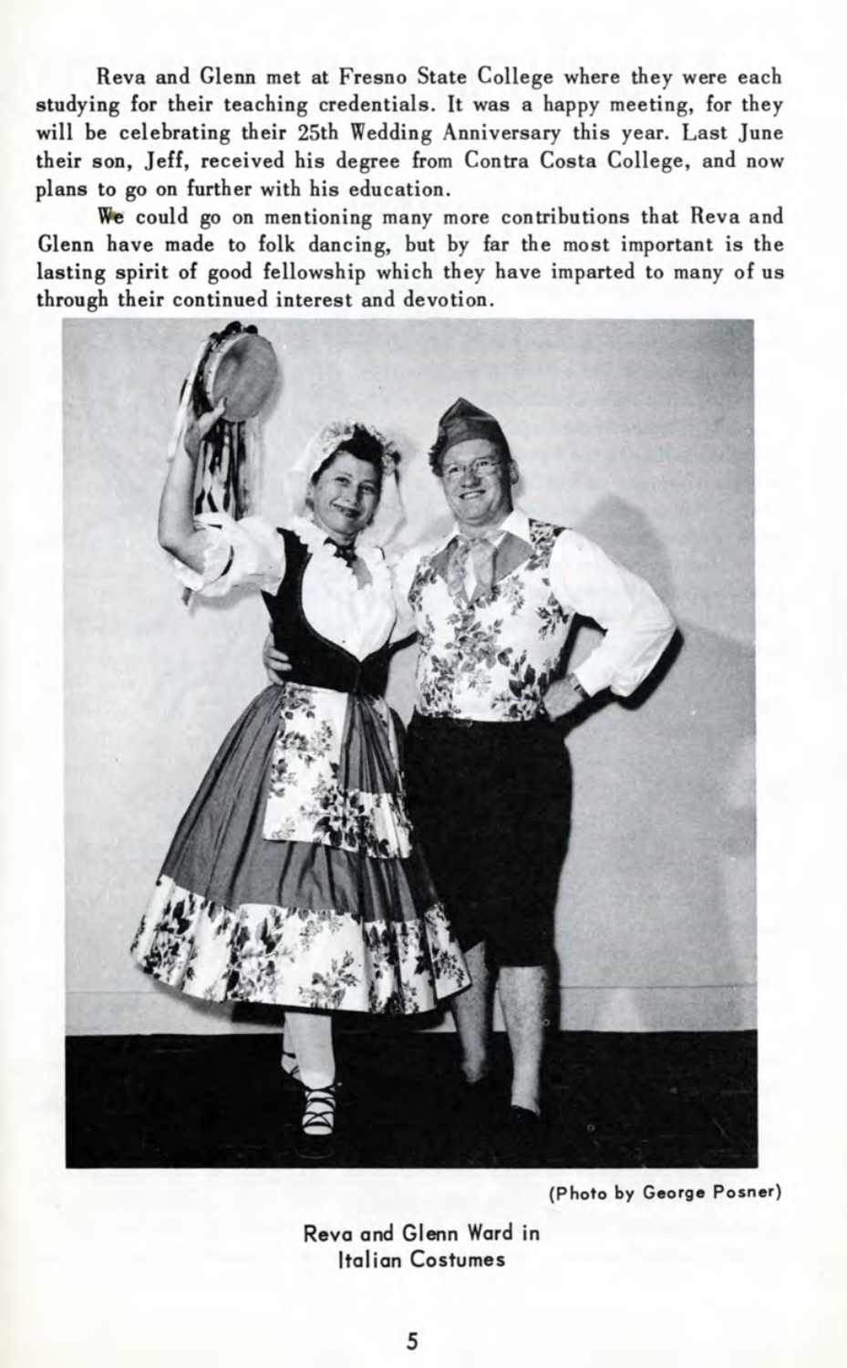Reva and Glenn met at Fresno State College where they were each studying for their teaching credentials. It was a happy meeting, for they will be celebrating their 25th Wedding Anniversary this year. Last June their son, Jeff, received his degree from Contra Costa College, and now plans to go on further with his education.

We could go on mentioning many more contributions that Reva and Glenn have made to folk dancing, but by far the most important is the lasting spirit of good fellowship which they have imparted to many of us through their continued interest and devotion.

(Photo by George Posner)

Reva and Glenn Ward in Italian Costumes